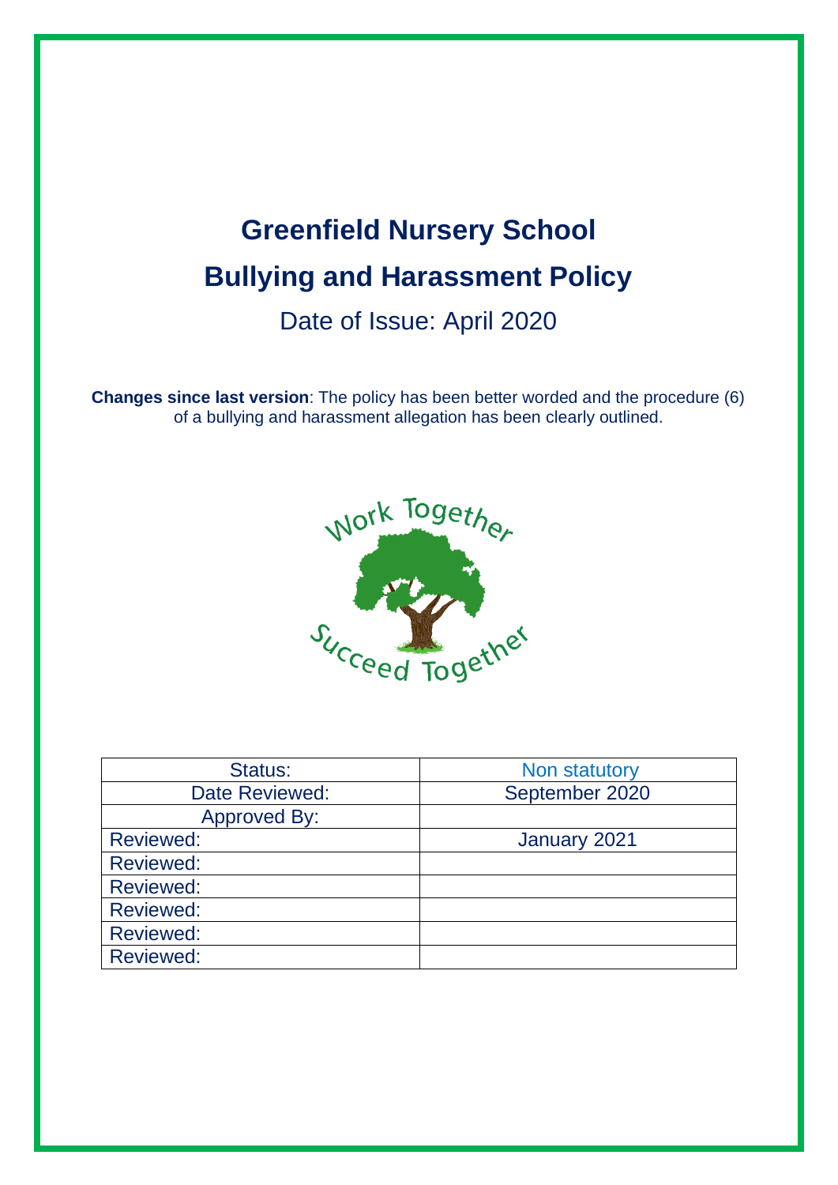# Greenfield Nursery School

# Bullying and Harassment Policy

Date of Issue: April 2020

**Changes since last version**: The policy has been better worded and the procedure (6) of a bullying and harassment allegation has been clearly outlined.

Work Together

Succeed Together

| Status: | Non statutory |
|---|---|
| Date Reviewed: | September 2020 |
| Approved By: | |
| Reviewed: | January 2021 |
| Reviewed: | |
| Reviewed: | |
| Reviewed: | |
| Reviewed: | |
| Reviewed: | |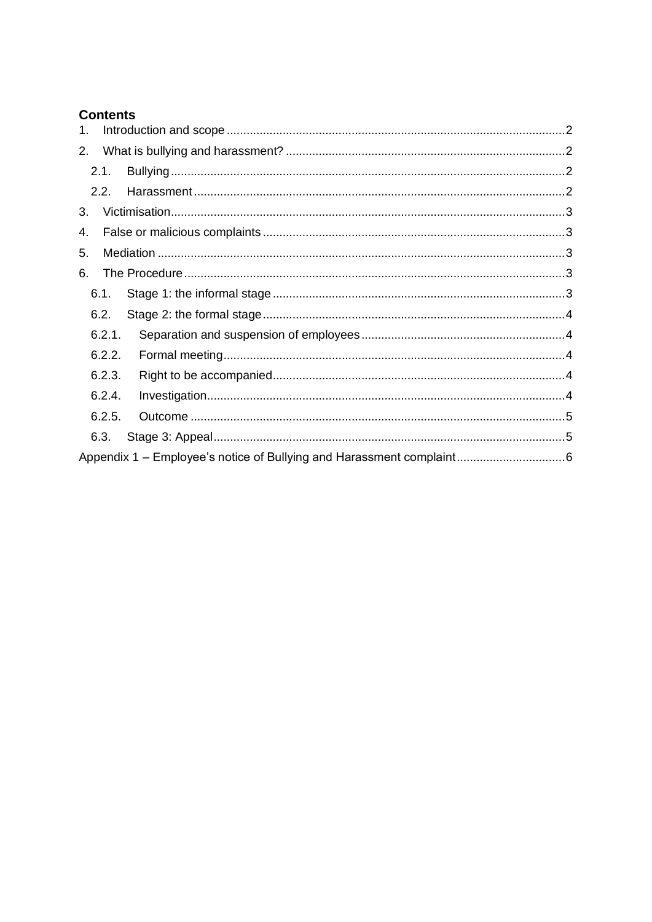**Contents**

1. Introduction and scope ..... 2
2. What is bullying and harassment? ..... 2
   - 2.1. Bullying ..... 2
   - 2.2. Harassment ..... 2
3. Victimisation ..... 3
4. False or malicious complaints ..... 3
5. Mediation ..... 3
6. The Procedure ..... 3
   - 6.1. Stage 1: the informal stage ..... 3
   - 6.2. Stage 2: the formal stage ..... 4
   - 6.2.1. Separation and suspension of employees ..... 4
   - 6.2.2. Formal meeting ..... 4
   - 6.2.3. Right to be accompanied ..... 4
   - 6.2.4. Investigation ..... 4
   - 6.2.5. Outcome ..... 5
   - 6.3. Stage 3: Appeal ..... 5

Appendix 1 – Employee's notice of Bullying and Harassment complaint ..... 6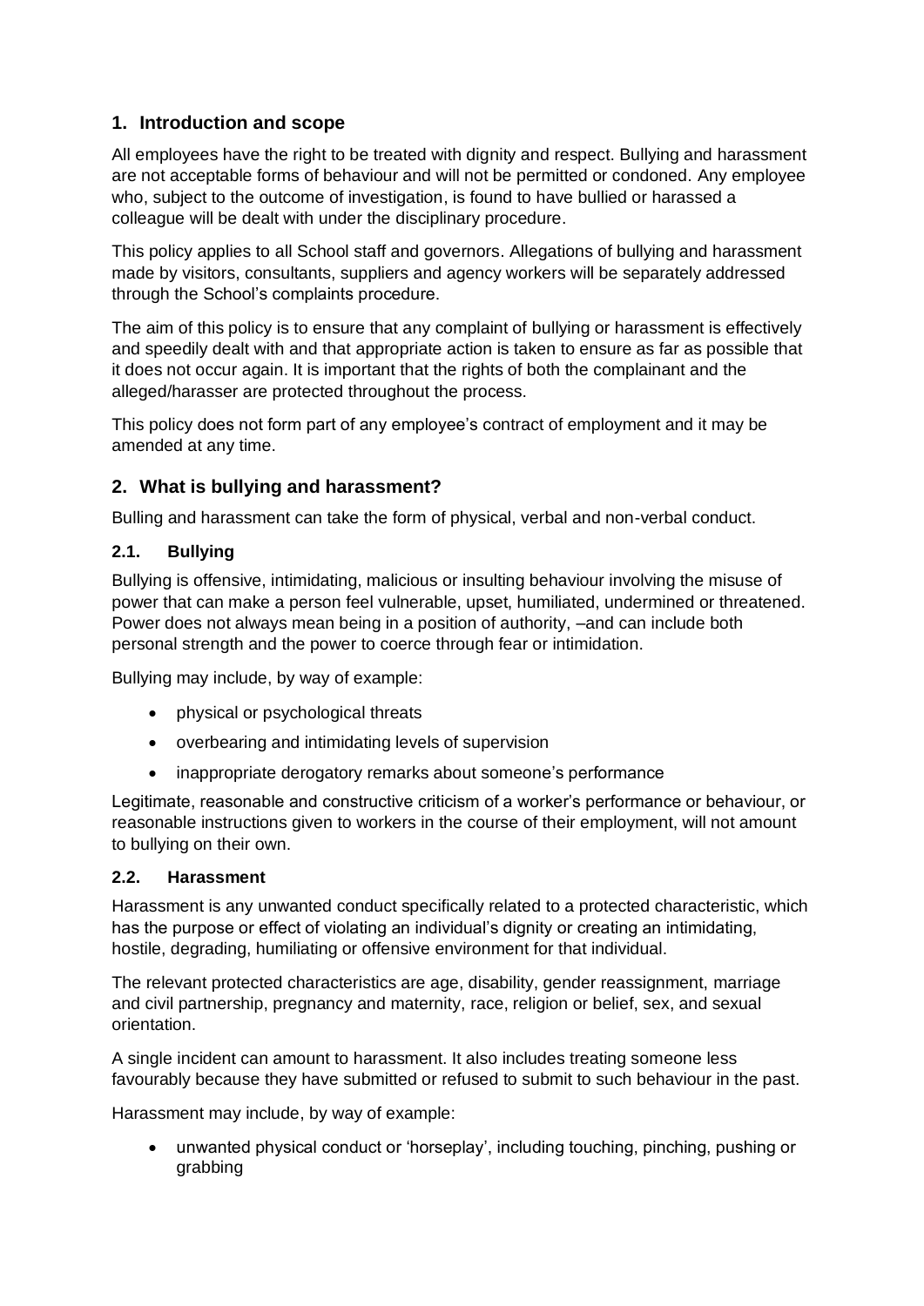## 1. Introduction and scope

All employees have the right to be treated with dignity and respect. Bullying and harassment are not acceptable forms of behaviour and will not be permitted or condoned. Any employee who, subject to the outcome of investigation, is found to have bullied or harassed a colleague will be dealt with under the disciplinary procedure.

This policy applies to all School staff and governors. Allegations of bullying and harassment made by visitors, consultants, suppliers and agency workers will be separately addressed through the School's complaints procedure.

The aim of this policy is to ensure that any complaint of bullying or harassment is effectively and speedily dealt with and that appropriate action is taken to ensure as far as possible that it does not occur again. It is important that the rights of both the complainant and the alleged/harasser are protected throughout the process.

This policy does not form part of any employee's contract of employment and it may be amended at any time.

## 2. What is bullying and harassment?

Bulling and harassment can take the form of physical, verbal and non-verbal conduct.

### 2.1. Bullying

Bullying is offensive, intimidating, malicious or insulting behaviour involving the misuse of power that can make a person feel vulnerable, upset, humiliated, undermined or threatened. Power does not always mean being in a position of authority, –and can include both personal strength and the power to coerce through fear or intimidation.

Bullying may include, by way of example:

- physical or psychological threats
- overbearing and intimidating levels of supervision
- inappropriate derogatory remarks about someone's performance

Legitimate, reasonable and constructive criticism of a worker's performance or behaviour, or reasonable instructions given to workers in the course of their employment, will not amount to bullying on their own.

### 2.2. Harassment

Harassment is any unwanted conduct specifically related to a protected characteristic, which has the purpose or effect of violating an individual's dignity or creating an intimidating, hostile, degrading, humiliating or offensive environment for that individual.

The relevant protected characteristics are age, disability, gender reassignment, marriage and civil partnership, pregnancy and maternity, race, religion or belief, sex, and sexual orientation.

A single incident can amount to harassment. It also includes treating someone less favourably because they have submitted or refused to submit to such behaviour in the past.

Harassment may include, by way of example:

- unwanted physical conduct or 'horseplay', including touching, pinching, pushing or grabbing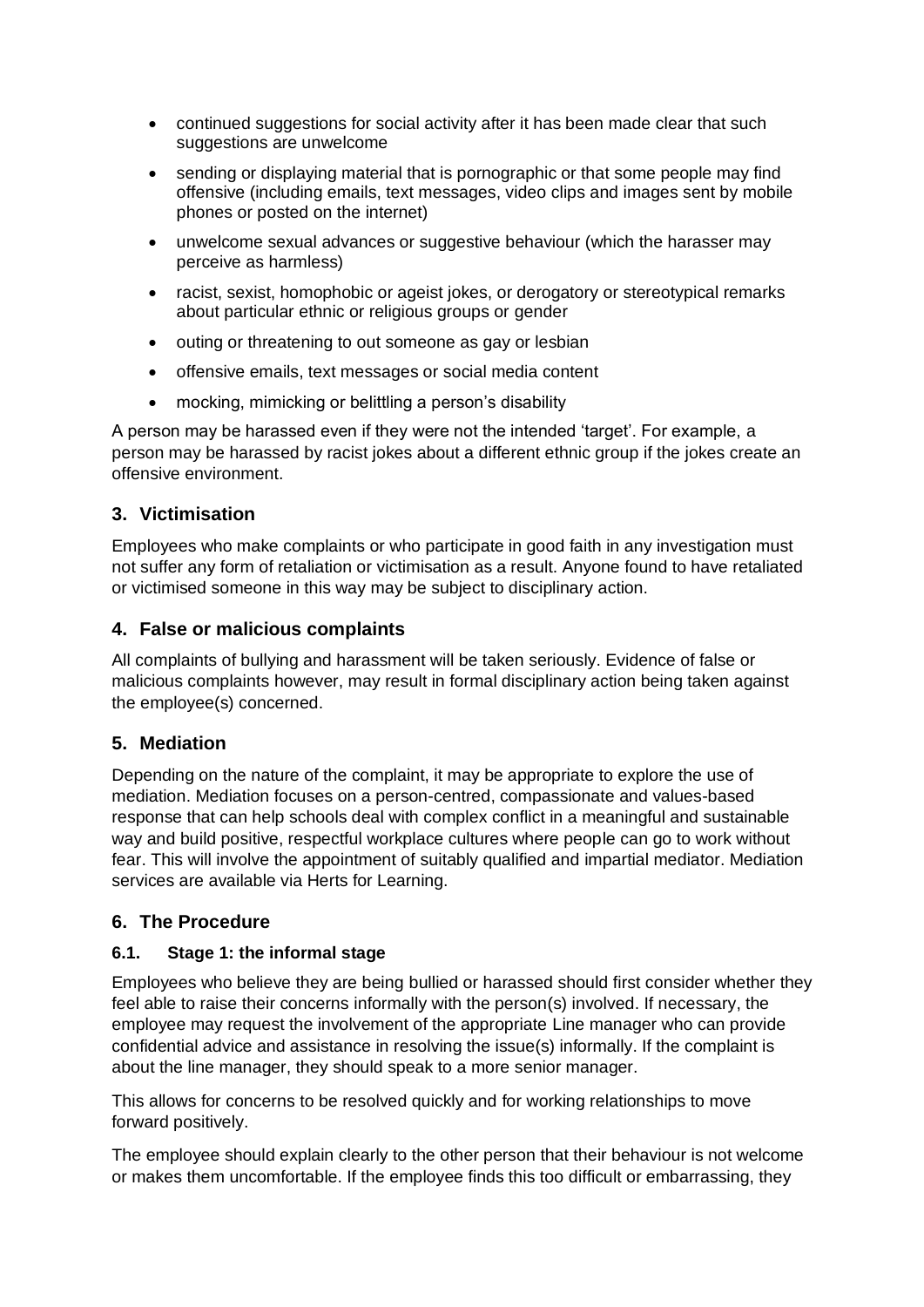- continued suggestions for social activity after it has been made clear that such suggestions are unwelcome
- sending or displaying material that is pornographic or that some people may find offensive (including emails, text messages, video clips and images sent by mobile phones or posted on the internet)
- unwelcome sexual advances or suggestive behaviour (which the harasser may perceive as harmless)
- racist, sexist, homophobic or ageist jokes, or derogatory or stereotypical remarks about particular ethnic or religious groups or gender
- outing or threatening to out someone as gay or lesbian
- offensive emails, text messages or social media content
- mocking, mimicking or belittling a person's disability

A person may be harassed even if they were not the intended 'target'. For example, a person may be harassed by racist jokes about a different ethnic group if the jokes create an offensive environment.

## 3. Victimisation

Employees who make complaints or who participate in good faith in any investigation must not suffer any form of retaliation or victimisation as a result. Anyone found to have retaliated or victimised someone in this way may be subject to disciplinary action.

## 4. False or malicious complaints

All complaints of bullying and harassment will be taken seriously. Evidence of false or malicious complaints however, may result in formal disciplinary action being taken against the employee(s) concerned.

## 5. Mediation

Depending on the nature of the complaint, it may be appropriate to explore the use of mediation. Mediation focuses on a person-centred, compassionate and values-based response that can help schools deal with complex conflict in a meaningful and sustainable way and build positive, respectful workplace cultures where people can go to work without fear. This will involve the appointment of suitably qualified and impartial mediator. Mediation services are available via Herts for Learning.

## 6. The Procedure

### 6.1. Stage 1: the informal stage

Employees who believe they are being bullied or harassed should first consider whether they feel able to raise their concerns informally with the person(s) involved. If necessary, the employee may request the involvement of the appropriate Line manager who can provide confidential advice and assistance in resolving the issue(s) informally. If the complaint is about the line manager, they should speak to a more senior manager.

This allows for concerns to be resolved quickly and for working relationships to move forward positively.

The employee should explain clearly to the other person that their behaviour is not welcome or makes them uncomfortable. If the employee finds this too difficult or embarrassing, they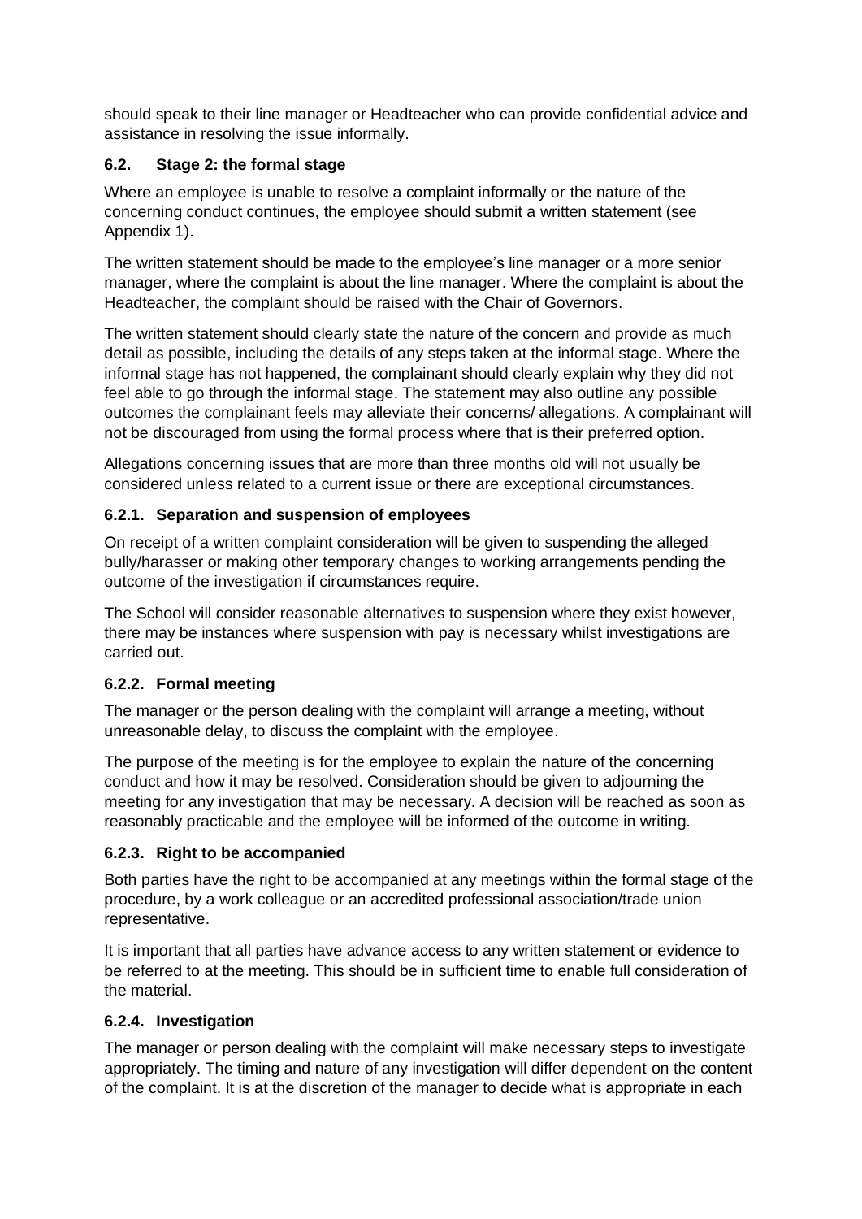should speak to their line manager or Headteacher who can provide confidential advice and assistance in resolving the issue informally.

### 6.2. Stage 2: the formal stage

Where an employee is unable to resolve a complaint informally or the nature of the concerning conduct continues, the employee should submit a written statement (see Appendix 1).

The written statement should be made to the employee's line manager or a more senior manager, where the complaint is about the line manager. Where the complaint is about the Headteacher, the complaint should be raised with the Chair of Governors.

The written statement should clearly state the nature of the concern and provide as much detail as possible, including the details of any steps taken at the informal stage. Where the informal stage has not happened, the complainant should clearly explain why they did not feel able to go through the informal stage. The statement may also outline any possible outcomes the complainant feels may alleviate their concerns/ allegations. A complainant will not be discouraged from using the formal process where that is their preferred option.

Allegations concerning issues that are more than three months old will not usually be considered unless related to a current issue or there are exceptional circumstances.

#### 6.2.1. Separation and suspension of employees

On receipt of a written complaint consideration will be given to suspending the alleged bully/harasser or making other temporary changes to working arrangements pending the outcome of the investigation if circumstances require.

The School will consider reasonable alternatives to suspension where they exist however, there may be instances where suspension with pay is necessary whilst investigations are carried out.

#### 6.2.2. Formal meeting

The manager or the person dealing with the complaint will arrange a meeting, without unreasonable delay, to discuss the complaint with the employee.

The purpose of the meeting is for the employee to explain the nature of the concerning conduct and how it may be resolved. Consideration should be given to adjourning the meeting for any investigation that may be necessary. A decision will be reached as soon as reasonably practicable and the employee will be informed of the outcome in writing.

#### 6.2.3. Right to be accompanied

Both parties have the right to be accompanied at any meetings within the formal stage of the procedure, by a work colleague or an accredited professional association/trade union representative.

It is important that all parties have advance access to any written statement or evidence to be referred to at the meeting. This should be in sufficient time to enable full consideration of the material.

#### 6.2.4. Investigation

The manager or person dealing with the complaint will make necessary steps to investigate appropriately. The timing and nature of any investigation will differ dependent on the content of the complaint. It is at the discretion of the manager to decide what is appropriate in each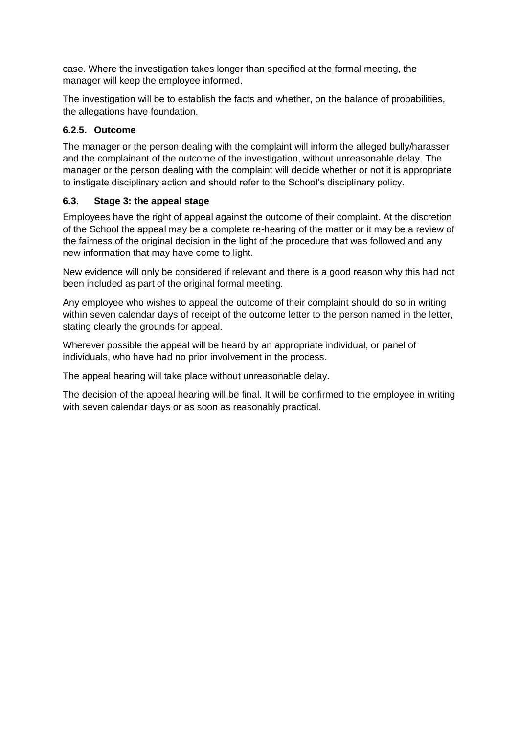case. Where the investigation takes longer than specified at the formal meeting, the manager will keep the employee informed.

The investigation will be to establish the facts and whether, on the balance of probabilities, the allegations have foundation.

#### 6.2.5. Outcome

The manager or the person dealing with the complaint will inform the alleged bully/harasser and the complainant of the outcome of the investigation, without unreasonable delay. The manager or the person dealing with the complaint will decide whether or not it is appropriate to instigate disciplinary action and should refer to the School's disciplinary policy.

### 6.3. Stage 3: the appeal stage

Employees have the right of appeal against the outcome of their complaint. At the discretion of the School the appeal may be a complete re-hearing of the matter or it may be a review of the fairness of the original decision in the light of the procedure that was followed and any new information that may have come to light.

New evidence will only be considered if relevant and there is a good reason why this had not been included as part of the original formal meeting.

Any employee who wishes to appeal the outcome of their complaint should do so in writing within seven calendar days of receipt of the outcome letter to the person named in the letter, stating clearly the grounds for appeal.

Wherever possible the appeal will be heard by an appropriate individual, or panel of individuals, who have had no prior involvement in the process.

The appeal hearing will take place without unreasonable delay.

The decision of the appeal hearing will be final. It will be confirmed to the employee in writing with seven calendar days or as soon as reasonably practical.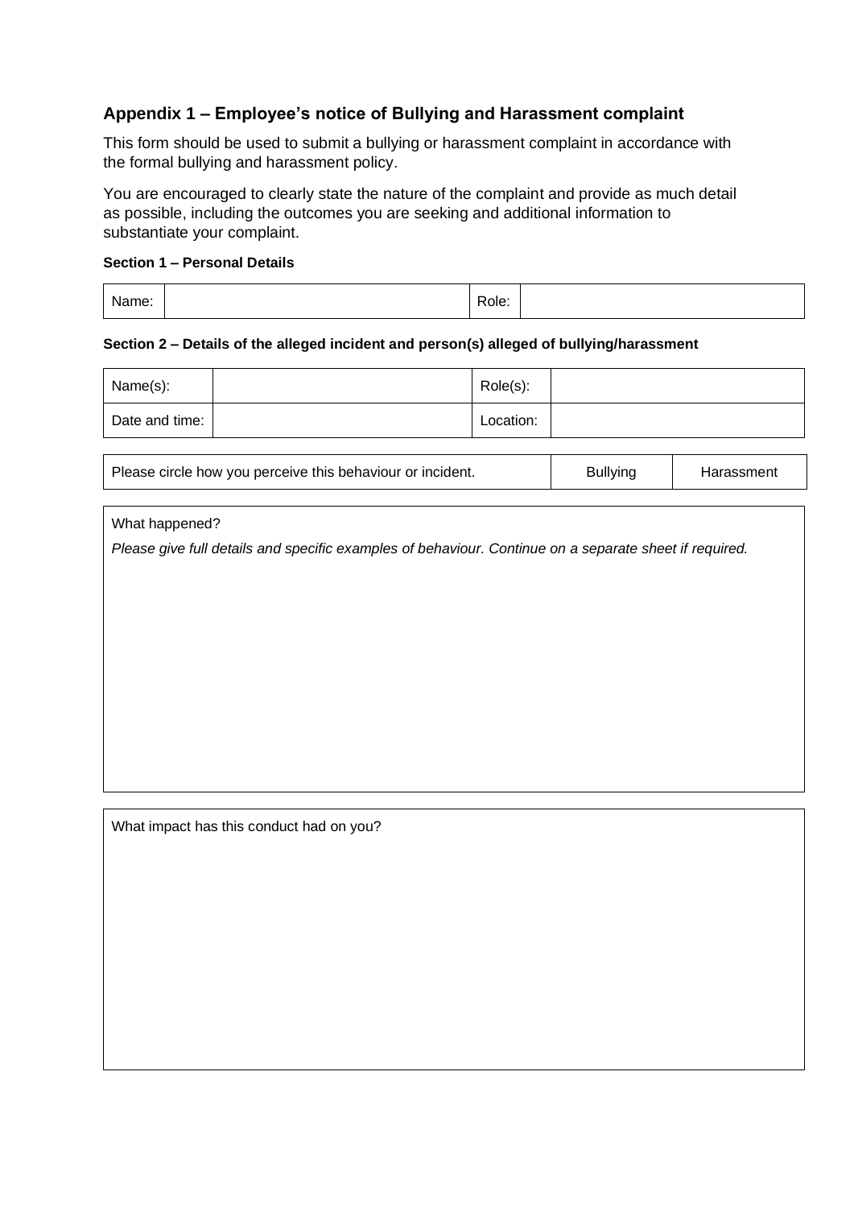## Appendix 1 – Employee's notice of Bullying and Harassment complaint

This form should be used to submit a bullying or harassment complaint in accordance with the formal bullying and harassment policy.

You are encouraged to clearly state the nature of the complaint and provide as much detail as possible, including the outcomes you are seeking and additional information to substantiate your complaint.

**Section 1 – Personal Details**

| Name: | | Role: | |
|---|---|---|---|

**Section 2 – Details of the alleged incident and person(s) alleged of bullying/harassment**

| Name(s): | | Role(s): | |
|---|---|---|---|
| Date and time: | | Location: | |

| Please circle how you perceive this behaviour or incident. | Bullying | Harassment |
|---|---|---|

| What happened?<br>*Please give full details and specific examples of behaviour. Continue on a separate sheet if required.* |
|---|
| |

| What impact has this conduct had on you? |
|---|
| |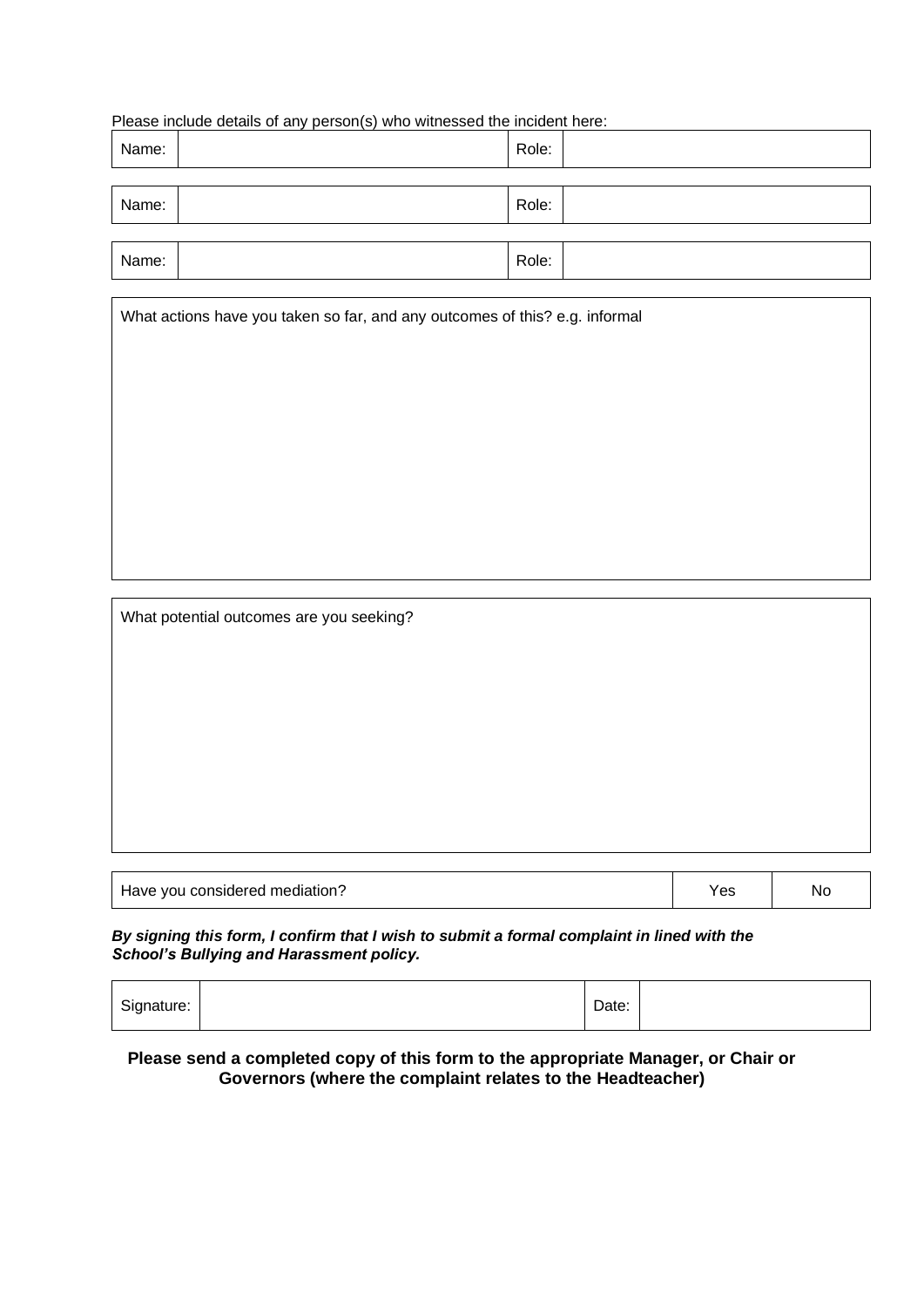Please include details of any person(s) who witnessed the incident here:

| | | | |
|---|---|---|---|
| Name: | | Role: | |

| | | | |
|---|---|---|---|
| Name: | | Role: | |

| | | | |
|---|---|---|---|
| Name: | | Role: | |

| |
|---|
| What actions have you taken so far, and any outcomes of this? e.g. informal |

| |
|---|
| What potential outcomes are you seeking? |

| | | |
|---|---|---|
| Have you considered mediation? | Yes | No |

***By signing this form, I confirm that I wish to submit a formal complaint in lined with the School's Bullying and Harassment policy.***

| | | | |
|---|---|---|---|
| Signature: | | Date: | |

**Please send a completed copy of this form to the appropriate Manager, or Chair or Governors (where the complaint relates to the Headteacher)**